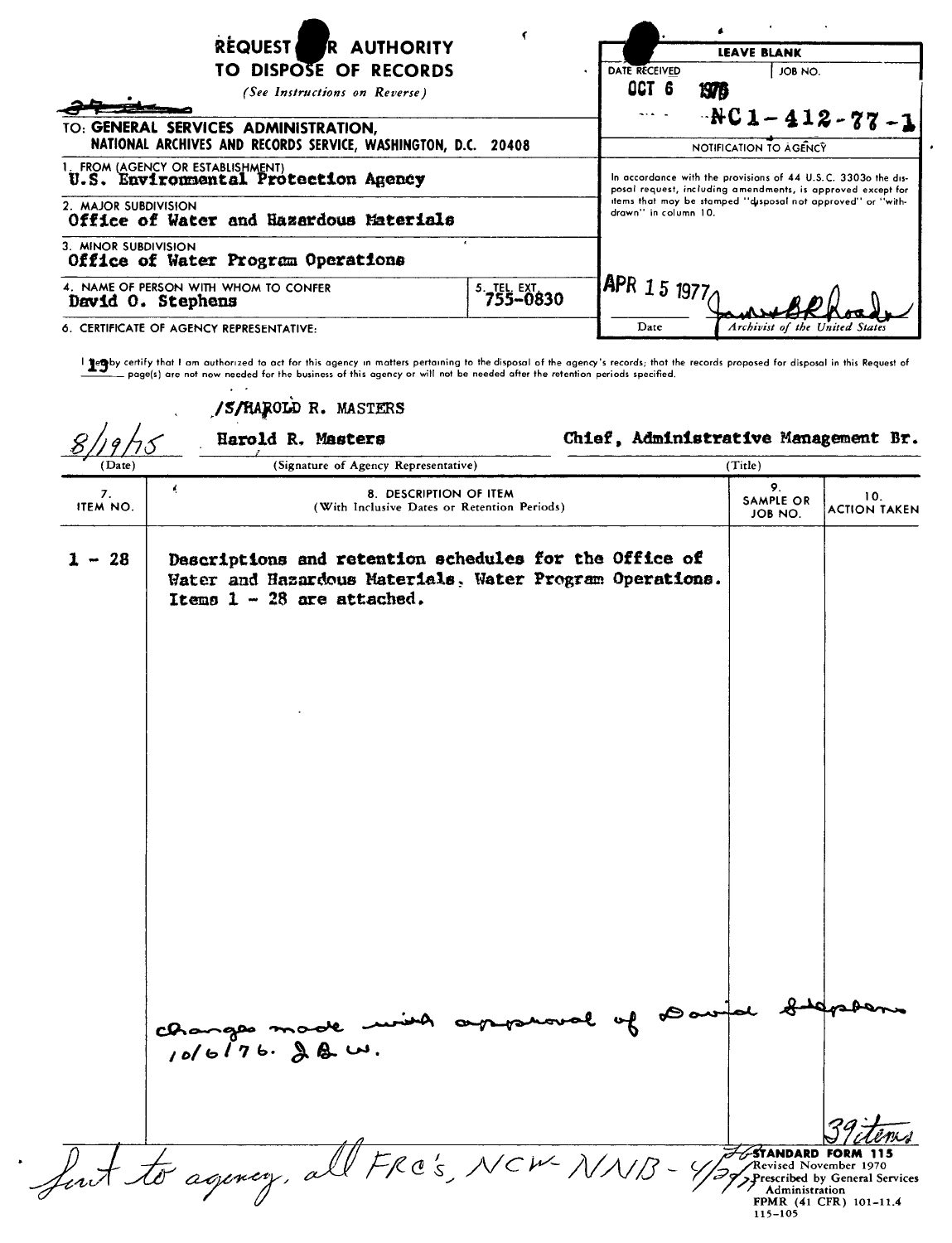# REQUEST FOR AUTHORITY TO DISPOSE OF RECORDS

*(See Instructions on Reverse)*

~~37 items~~

| LEAVE BLANK | |
|---|---|
| DATE RECEIVED: OCT 6 1976 | JOB NO.: NC1-412-77-1 |
| NOTIFICATION TO AGENCY | |

In accordance with the provisions of 44 U.S.C. 3303a the disposal request, including amendments, is approved except for items that may be stamped "disposal not approved" or "withdrawn" in column 10.

APR 15 1977 — Date — [signature] Archivist of the United States

TO: **GENERAL SERVICES ADMINISTRATION, NATIONAL ARCHIVES AND RECORDS SERVICE, WASHINGTON, D.C. 20408**

1. FROM (AGENCY OR ESTABLISHMENT): **U.S. Environmental Protection Agency**
2. MAJOR SUBDIVISION: **Office of Water and Hazardous Materials**
3. MINOR SUBDIVISION: **Office of Water Program Operations**
4. NAME OF PERSON WITH WHOM TO CONFER: **David O. Stephens**
5. TEL. EXT.: **755-0830**
6. CERTIFICATE OF AGENCY REPRESENTATIVE:

I hereby certify that I am authorized to act for this agency in matters pertaining to the disposal of the agency's records; that the records proposed for disposal in this Request of 13 page(s) are not now needed for the business of this agency or will not be needed after the retention periods specified.

/S/HAROLD R. MASTERS

| 8/19/75 | Harold R. Masters | Chief, Administrative Management Br. |
|---|---|---|
| (Date) | (Signature of Agency Representative) | (Title) |

| 7. ITEM NO. | 8. DESCRIPTION OF ITEM (With Inclusive Dates or Retention Periods) | 9. SAMPLE OR JOB NO. | 10. ACTION TAKEN |
|---|---|---|---|
| 1 - 28 | Descriptions and retention schedules for the Office of Water and Hazardous Materials, Water Program Operations. Items 1 - 28 are attached. | | |

changes made with approval of David Stephens 10/6/76. JBW.

39 items

Sent to agency, all FRC's, NCW-NNB - 4/29/77

STANDARD FORM 115
Revised November 1970
Prescribed by General Services Administration
FPMR (41 CFR) 101-11.4
115-105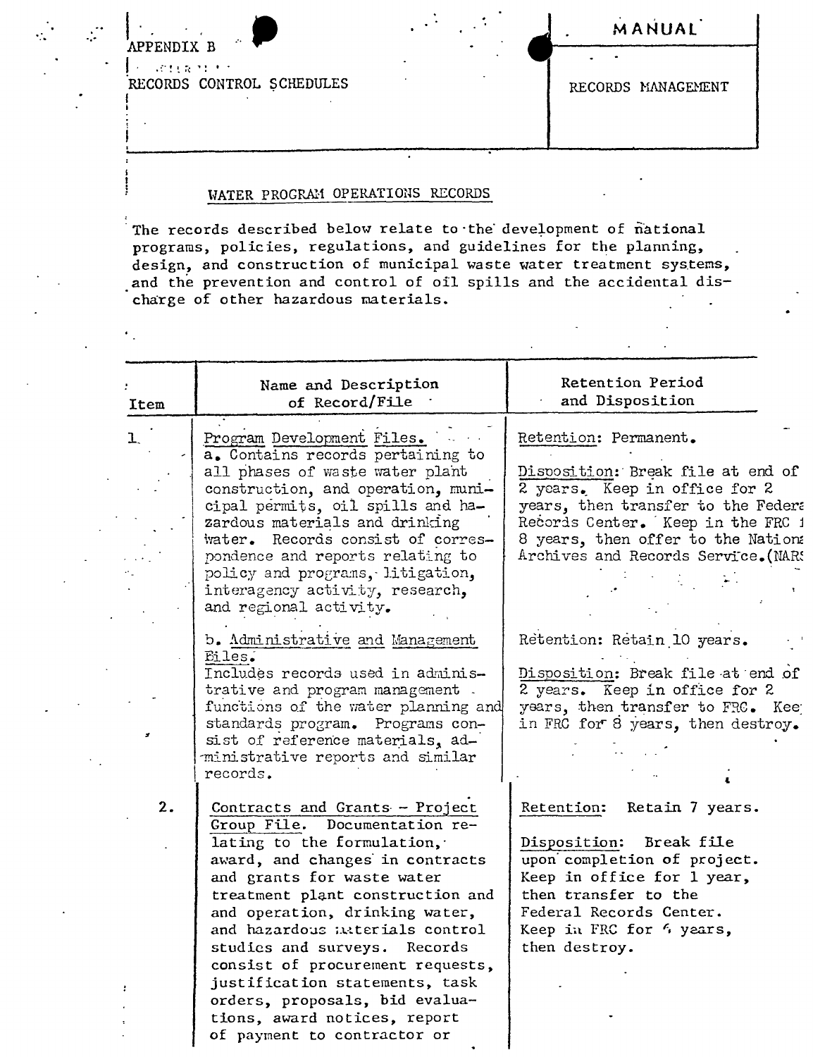APPENDIX B

RECORDS CONTROL SCHEDULES

MANUAL

RECORDS MANAGEMENT

## WATER PROGRAM OPERATIONS RECORDS

The records described below relate to the development of national programs, policies, regulations, and guidelines for the planning, design, and construction of municipal waste water treatment systems, and the prevention and control of oil spills and the accidental discharge of other hazardous materials.

| Item | Name and Description of Record/File | Retention Period and Disposition |
|---|---|---|
| 1. | Program Development Files. a. Contains records pertaining to all phases of waste water plant construction, and operation, municipal permits, oil spills and hazardous materials and drinking water. Records consist of correspondence and reports relating to policy and programs, litigation, interagency activity, research, and regional activity. | Retention: Permanent. Disposition: Break file at end of 2 years. Keep in office for 2 years, then transfer to the Federal Records Center. Keep in the FRC for 8 years, then offer to the National Archives and Records Service.(NARS) |
| | b. Administrative and Management Files. Includes records used in administrative and program management functions of the water planning and standards program. Programs consist of reference materials, administrative reports and similar records. | Retention: Retain 10 years. Disposition: Break file at end of 2 years. Keep in office for 2 years, then transfer to FRC. Keep in FRC for 8 years, then destroy. |
| 2. | Contracts and Grants - Project Group File. Documentation relating to the formulation, award, and changes in contracts and grants for waste water treatment plant construction and and operation, drinking water, and hazardous materials control studies and surveys. Records consist of procurement requests, justification statements, task orders, proposals, bid evaluations, award notices, report of payment to contractor or | Retention: Retain 7 years. Disposition: Break file upon completion of project. Keep in office for 1 year, then transfer to the Federal Records Center. Keep in FRC for 6 years, then destroy. |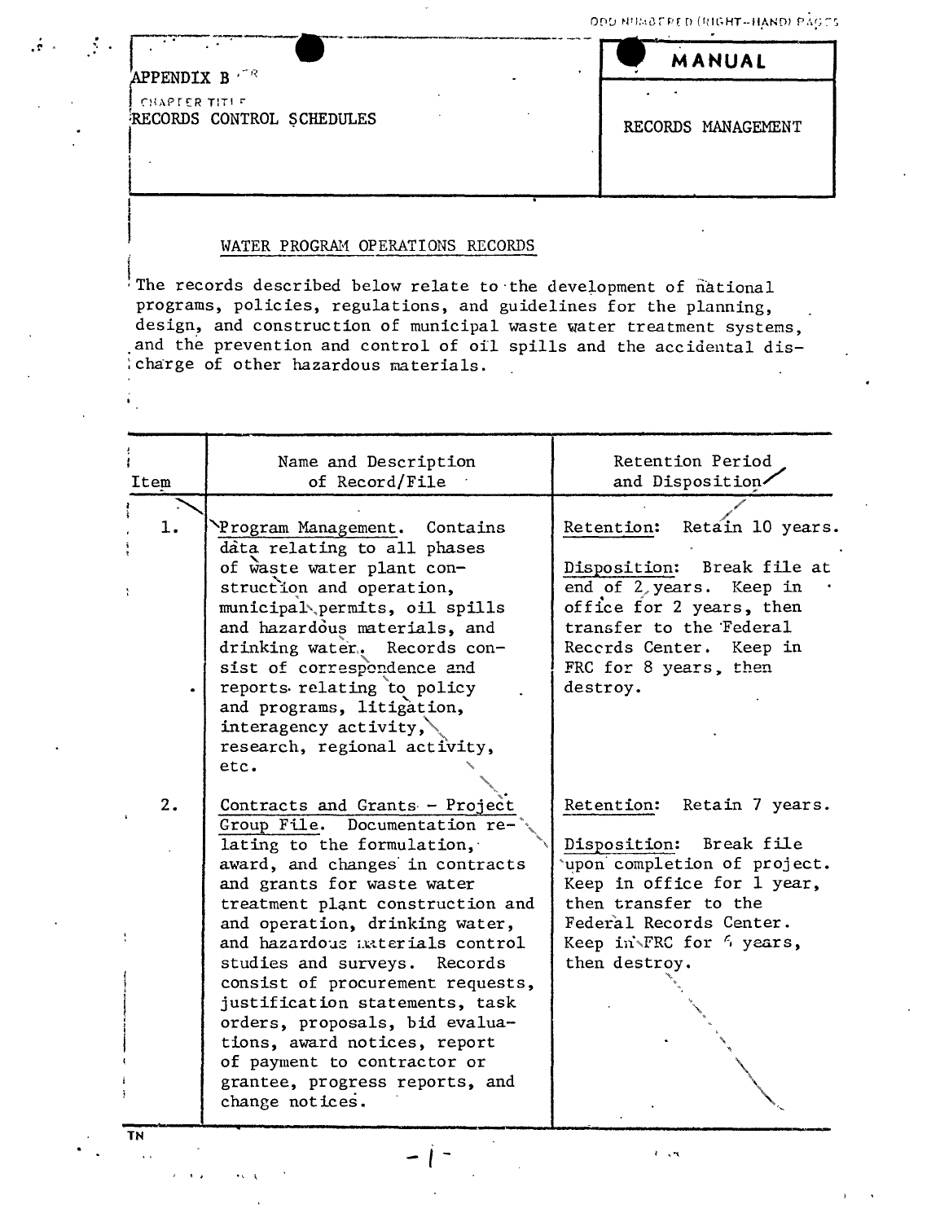APPENDIX B

CHAPTER TITLE

RECORDS CONTROL SCHEDULES

MANUAL

RECORDS MANAGEMENT

## WATER PROGRAM OPERATIONS RECORDS

The records described below relate to the development of national programs, policies, regulations, and guidelines for the planning, design, and construction of municipal waste water treatment systems, and the prevention and control of oil spills and the accidental discharge of other hazardous materials.

| Item | Name and Description of Record/File | Retention Period and Disposition |
|---|---|---|
| 1. | Program Management. Contains data relating to all phases of waste water plant construction and operation, municipal permits, oil spills and hazardous materials, and drinking water. Records consist of correspondence and reports relating to policy and programs, litigation, interagency activity, research, regional activity, etc. | Retention: Retain 10 years.<br><br>Disposition: Break file at end of 2 years. Keep in office for 2 years, then transfer to the Federal Records Center. Keep in FRC for 8 years, then destroy. |
| 2. | Contracts and Grants - Project Group File. Documentation relating to the formulation, award, and changes in contracts and grants for waste water treatment plant construction and and operation, drinking water, and hazardous materials control studies and surveys. Records consist of procurement requests, justification statements, task orders, proposals, bid evaluations, award notices, report of payment to contractor or grantee, progress reports, and change notices. | Retention: Retain 7 years.<br><br>Disposition: Break file upon completion of project. Keep in office for 1 year, then transfer to the Federal Records Center. Keep in FRC for 6 years, then destroy. |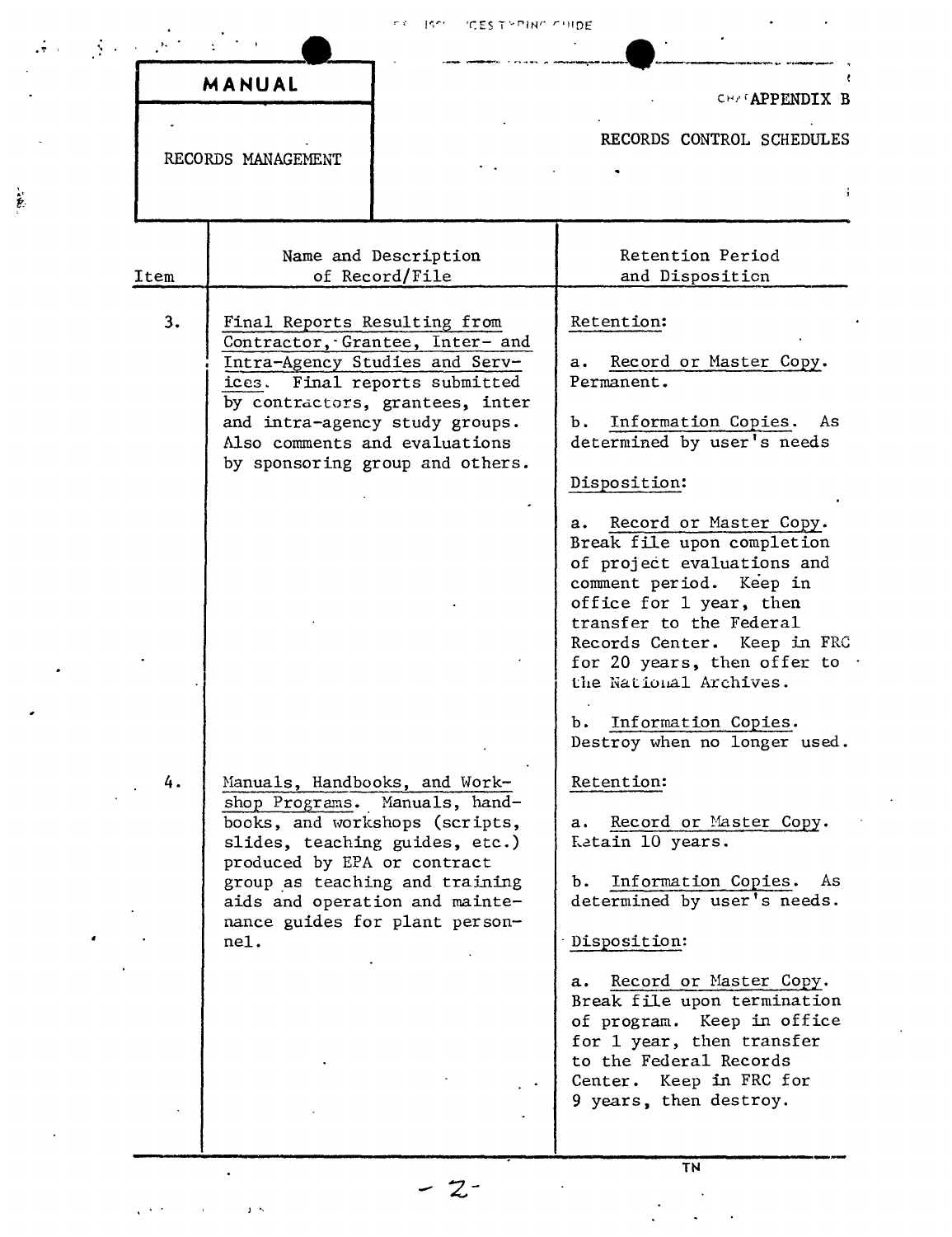**MANUAL**

**RECORDS MANAGEMENT**

APPENDIX B

RECORDS CONTROL SCHEDULES

| Item | Name and Description of Record/File | Retention Period and Disposition |
|---|---|---|
| 3. | Final Reports Resulting from Contractor, Grantee, Inter- and Intra-Agency Studies and Services. Final reports submitted by contractors, grantees, inter and intra-agency study groups. Also comments and evaluations by sponsoring group and others. | Retention:<br><br>a. Record or Master Copy. Permanent.<br><br>b. Information Copies. As determined by user's needs<br><br>Disposition:<br><br>a. Record or Master Copy. Break file upon completion of project evaluations and comment period. Keep in office for 1 year, then transfer to the Federal Records Center. Keep in FRC for 20 years, then offer to the National Archives.<br><br>b. Information Copies. Destroy when no longer used. |
| 4. | Manuals, Handbooks, and Workshop Programs. Manuals, handbooks, and workshops (scripts, slides, teaching guides, etc.) produced by EPA or contract group as teaching and training aids and operation and maintenance guides for plant personnel. | Retention:<br><br>a. Record or Master Copy. Retain 10 years.<br><br>b. Information Copies. As determined by user's needs.<br><br>Disposition:<br><br>a. Record or Master Copy. Break file upon termination of program. Keep in office for 1 year, then transfer to the Federal Records Center. Keep in FRC for 9 years, then destroy. |

TN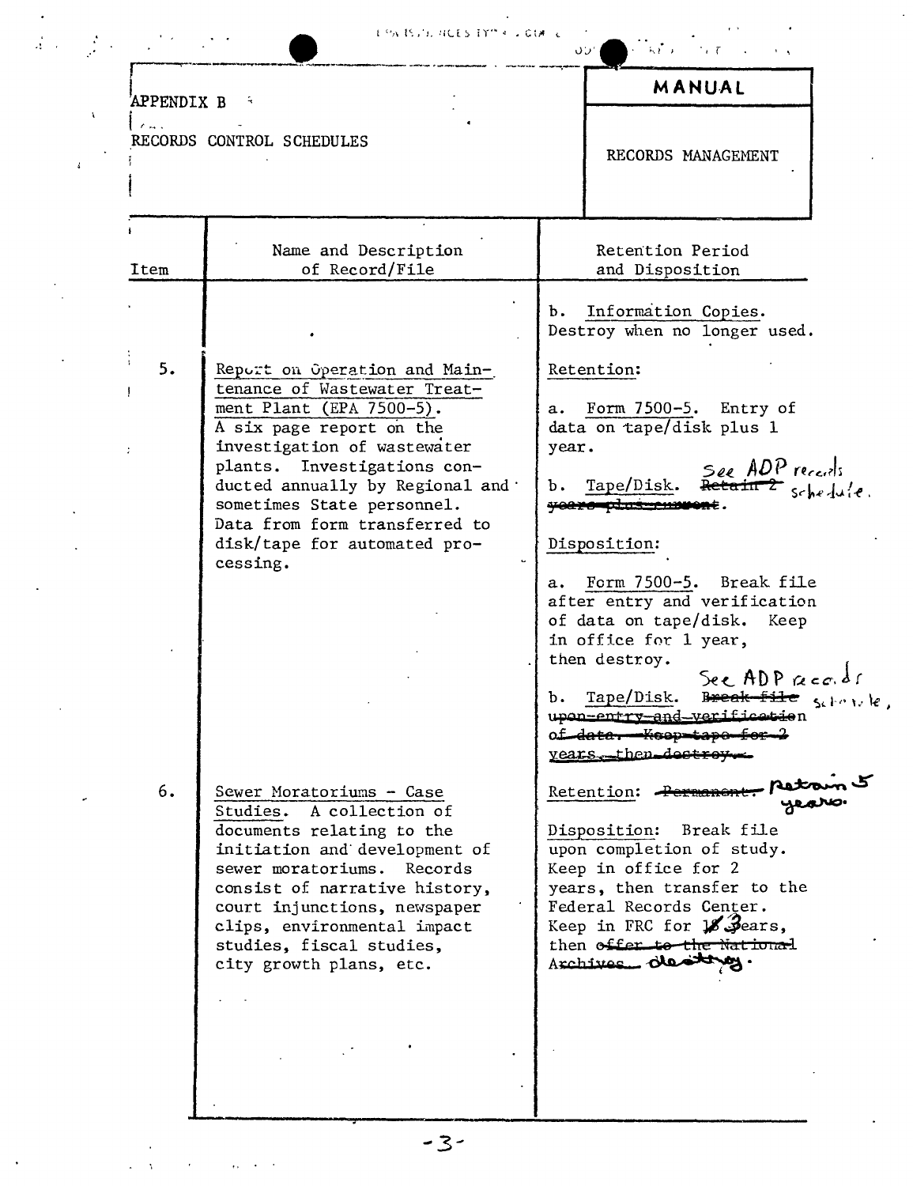APPENDIX B

RECORDS CONTROL SCHEDULES

**MANUAL**

RECORDS MANAGEMENT

| Item | Name and Description of Record/File | Retention Period and Disposition |
|---|---|---|
| | | b. Information Copies. Destroy when no longer used. |
| 5. | Report on Operation and Maintenance of Wastewater Treatment Plant (EPA 7500-5). A six page report on the investigation of wastewater plants. Investigations conducted annually by Regional and sometimes State personnel. Data from form transferred to disk/tape for automated processing. | Retention:<br><br>a. Form 7500-5. Entry of data on tape/disk plus 1 year.<br><br>b. Tape/Disk. ~~Retain 2 years plus current~~. See ADP records schedule.<br><br>Disposition:<br><br>a. Form 7500-5. Break file after entry and verification of data on tape/disk. Keep in office for 1 year, then destroy.<br><br>b. Tape/Disk. ~~Break file upon entry and verification of data. Keep tape for 2 years, then destroy.~~ See ADP records schedule. |
| 6. | Sewer Moratoriums - Case Studies. A collection of documents relating to the initiation and development of sewer moratoriums. Records consist of narrative history, court injunctions, newspaper clips, environmental impact studies, fiscal studies, city growth plans, etc. | Retention: ~~Permanent.~~ Retain 5 years.<br><br>Disposition: Break file upon completion of study. Keep in office for 2 years, then transfer to the Federal Records Center. Keep in FRC for ~~18~~ 3 years, then ~~offer to the National Archives.~~ destroy. |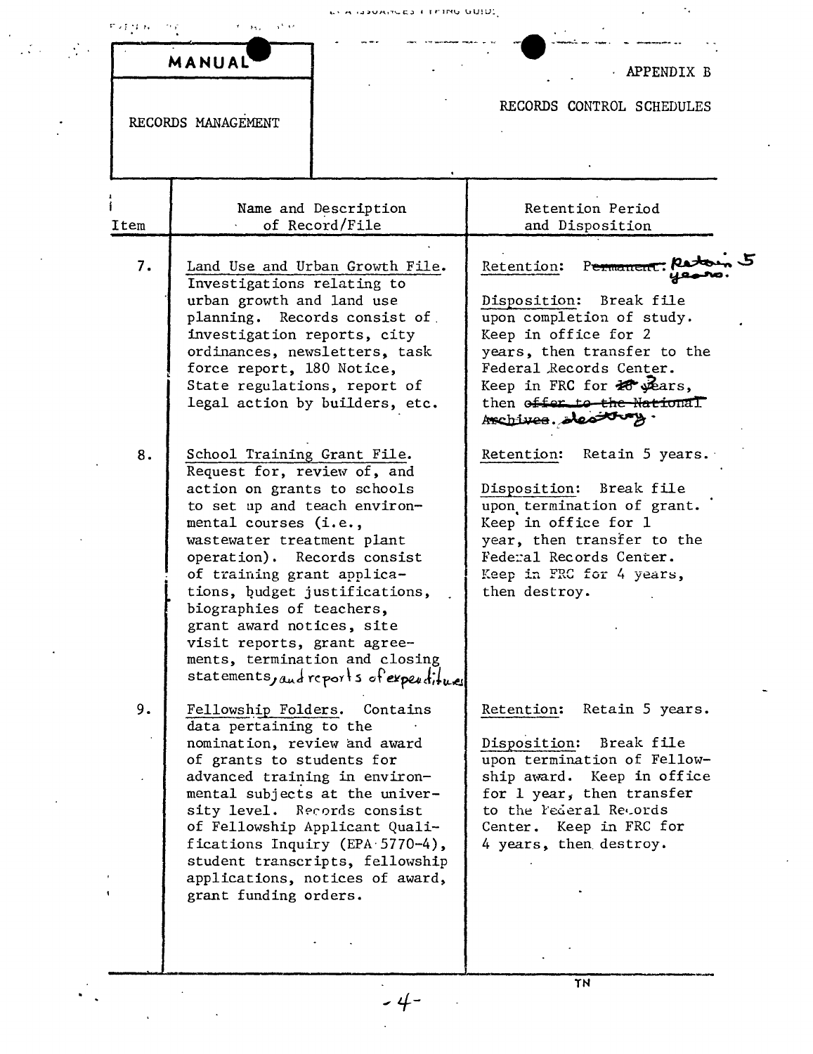**MANUAL**

RECORDS MANAGEMENT

APPENDIX B

RECORDS CONTROL SCHEDULES

| Item | Name and Description of Record/File | Retention Period and Disposition |
|---|---|---|
| 7. | Land Use and Urban Growth File. Investigations relating to urban growth and land use planning. Records consist of investigation reports, city ordinances, newsletters, task force report, 180 Notice, State regulations, report of legal action by builders, etc. | Retention: ~~Permanent.~~ Retain 5 years. Disposition: Break file upon completion of study. Keep in office for 2 years, then transfer to the Federal Records Center. Keep in FRC for ~~10~~ 3 years, then ~~offer to the National Archives.~~ destroy. |
| 8. | School Training Grant File. Request for, review of, and action on grants to schools to set up and teach environmental courses (i.e., wastewater treatment plant operation). Records consist of training grant applications, budget justifications, biographies of teachers, grant award notices, site visit reports, grant agreements, termination and closing statements, and reports of expenditures | Retention: Retain 5 years. Disposition: Break file upon termination of grant. Keep in office for 1 year, then transfer to the Federal Records Center. Keep in FRC for 4 years, then destroy. |
| 9. | Fellowship Folders. Contains data pertaining to the nomination, review and award of grants to students for advanced training in environmental subjects at the university level. Records consist of Fellowship Applicant Qualifications Inquiry (EPA 5770-4), student transcripts, fellowship applications, notices of award, grant funding orders. | Retention: Retain 5 years. Disposition: Break file upon termination of Fellowship award. Keep in office for 1 year, then transfer to the Federal Records Center. Keep in FRC for 4 years, then destroy. |

TN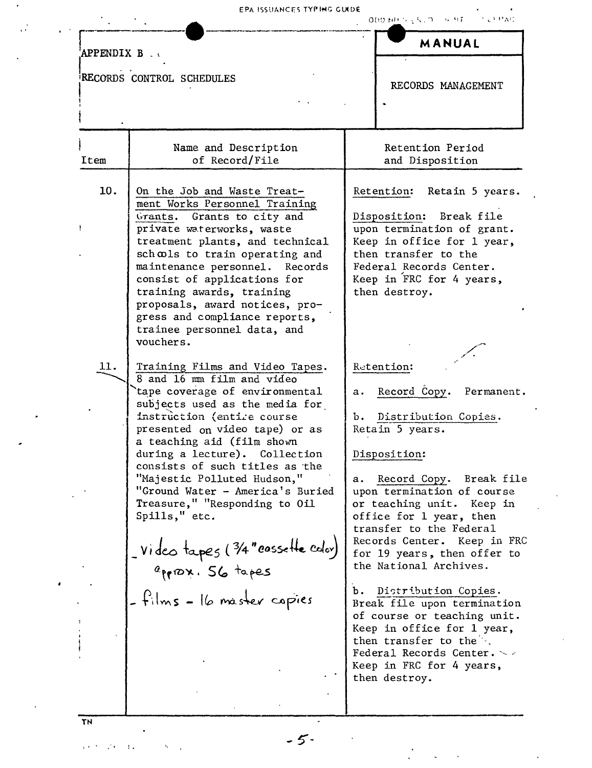APPENDIX B

RECORDS CONTROL SCHEDULES

**MANUAL**

RECORDS MANAGEMENT

| Item | Name and Description of Record/File | Retention Period and Disposition |
|---|---|---|
| 10. | On the Job and Waste Treatment Works Personnel Training Grants. Grants to city and private waterworks, waste treatment plants, and technical schools to train operating and maintenance personnel. Records consist of applications for training awards, training proposals, award notices, progress and compliance reports, trainee personnel data, and vouchers. | Retention: Retain 5 years.<br><br>Disposition: Break file upon termination of grant. Keep in office for 1 year, then transfer to the Federal Records Center. Keep in FRC for 4 years, then destroy. |
| 11. | Training Films and Video Tapes. 8 and 16 mm film and video tape coverage of environmental subjects used as the media for instruction (entire course presented on video tape) or as a teaching aid (film shown during a lecture). Collection consists of such titles as the "Majestic Polluted Hudson," "Ground Water - America's Buried Treasure," "Responding to Oil Spills," etc.<br><br>- video tapes (3/4" cassette color) approx. 56 tapes<br>- films - 16 master copies | Retention:<br><br>a. Record Copy. Permanent.<br><br>b. Distribution Copies. Retain 5 years.<br><br>Disposition:<br><br>a. Record Copy. Break file upon termination of course or teaching unit. Keep in office for 1 year, then transfer to the Federal Records Center. Keep in FRC for 19 years, then offer to the National Archives.<br><br>b. Distribution Copies. Break file upon termination of course or teaching unit. Keep in office for 1 year, then transfer to the Federal Records Center. Keep in FRC for 4 years, then destroy. |

TN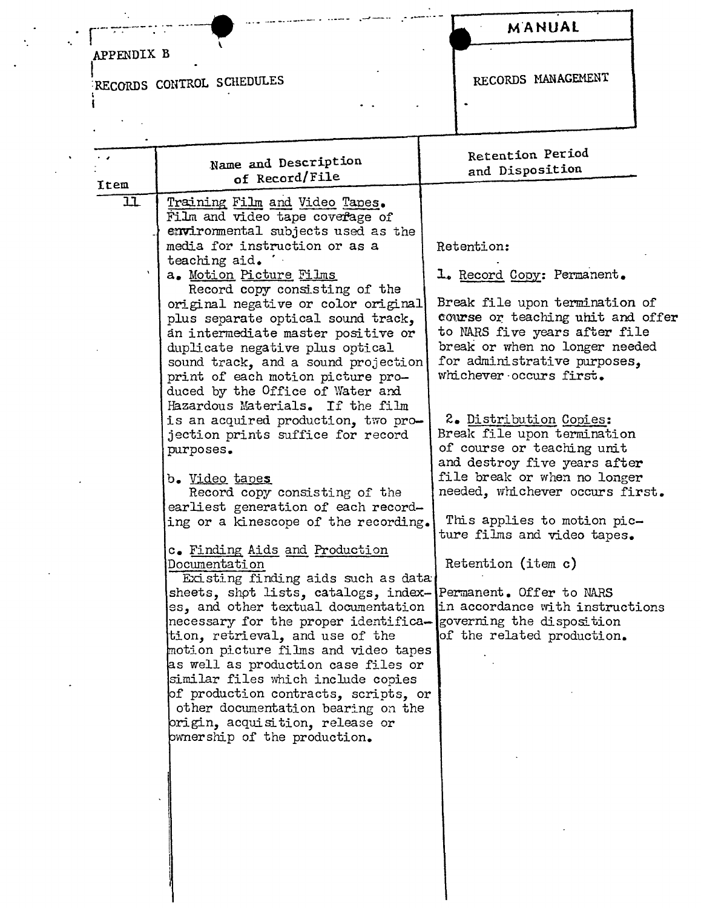APPENDIX B

RECORDS CONTROL SCHEDULES

MANUAL

RECORDS MANAGEMENT

| Item | Name and Description of Record/File | Retention Period and Disposition |
|---|---|---|
| 11 | Training Film and Video Tapes. Film and video tape coverage of environmental subjects used as the media for instruction or as a teaching aid.<br><br>a. Motion Picture Films<br>Record copy consisting of the original negative or color original plus separate optical sound track, an intermediate master positive or duplicate negative plus optical sound track, and a sound projection print of each motion picture produced by the Office of Water and Hazardous Materials. If the film is an acquired production, two projection prints suffice for record purposes.<br><br>b. Video tapes<br>Record copy consisting of the earliest generation of each recording or a kinescope of the recording.<br><br>c. Finding Aids and Production Documentation<br>Existing finding aids such as data sheets, shot lists, catalogs, indexes, and other textual documentation necessary for the proper identification, retrieval, and use of the motion picture films and video tapes as well as production case files or similar files which include copies of production contracts, scripts, or other documentation bearing on the origin, acquisition, release or ownership of the production. | Retention:<br><br>1. Record Copy: Permanent.<br><br>Break file upon termination of course or teaching unit and offer to NARS five years after file break or when no longer needed for administrative purposes, whichever occurs first.<br><br>2. Distribution Copies:<br>Break file upon termination of course or teaching unit and destroy five years after file break or when no longer needed, whichever occurs first.<br><br>This applies to motion picture films and video tapes.<br><br>Retention (item c)<br><br>Permanent. Offer to NARS in accordance with instructions governing the disposition of the related production. |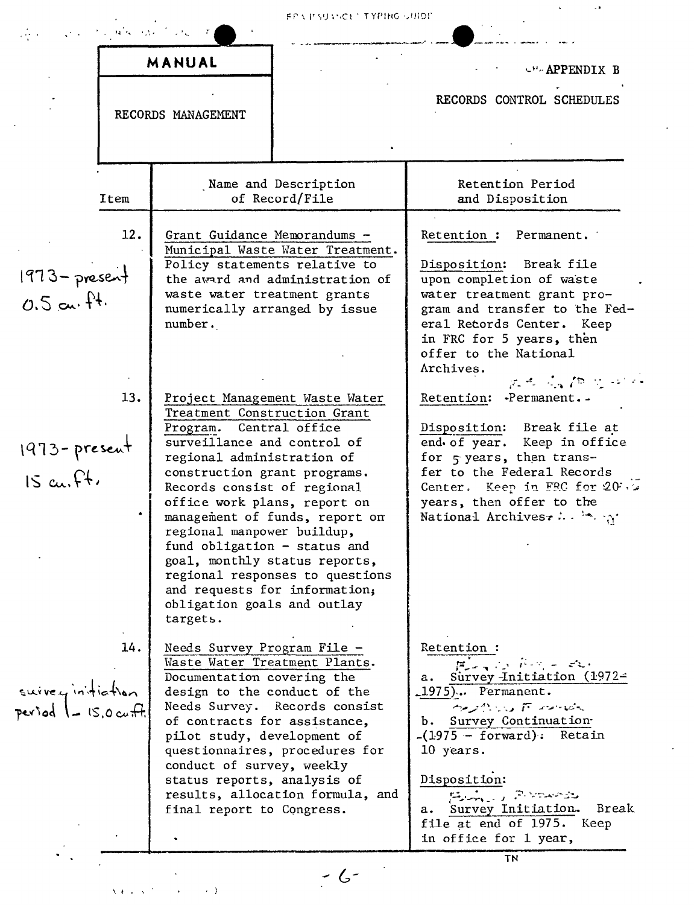MANUAL

RECORDS MANAGEMENT

APPENDIX B

RECORDS CONTROL SCHEDULES

| Item | Name and Description of Record/File | Retention Period and Disposition |
|---|---|---|
| 12. <br> 1973-present <br> 0.5 cu. ft. | Grant Guidance Memorandums - Municipal Waste Water Treatment. Policy statements relative to the award and administration of waste water treatment grants numerically arranged by issue number. | Retention: Permanent. <br><br> Disposition: Break file upon completion of waste water treatment grant program and transfer to the Federal Records Center. Keep in FRC for 5 years, then offer to the National Archives. |
| 13. <br> 1973-present <br> 15 cu. ft. | Project Management Waste Water Treatment Construction Grant Program. Central office surveillance and control of regional administration of construction grant programs. Records consist of regional office work plans, report on management of funds, report on regional manpower buildup, fund obligation - status and goal, monthly status reports, regional responses to questions and requests for information; obligation goals and outlay targets. | Retention: Permanent. <br><br> Disposition: Break file at end of year. Keep in office for 5 years, then transfer to the Federal Records Center. Keep in FRC for 20 years, then offer to the National Archives. |
| 14. <br> survey initiation period - 15.0 cu. ft. | Needs Survey Program File - Waste Water Treatment Plants. Documentation covering the design to the conduct of the Needs Survey. Records consist of contracts for assistance, pilot study, development of questionnaires, procedures for conduct of survey, weekly status reports, analysis of results, allocation formula, and final report to Congress. | Retention: <br> a. Survey Initiation (1972-1975). Permanent. <br> b. Survey Continuation (1975 - forward). Retain 10 years. <br><br> Disposition: <br> a. Survey Initiation. Break file at end of 1975. Keep in office for 1 year, |

TN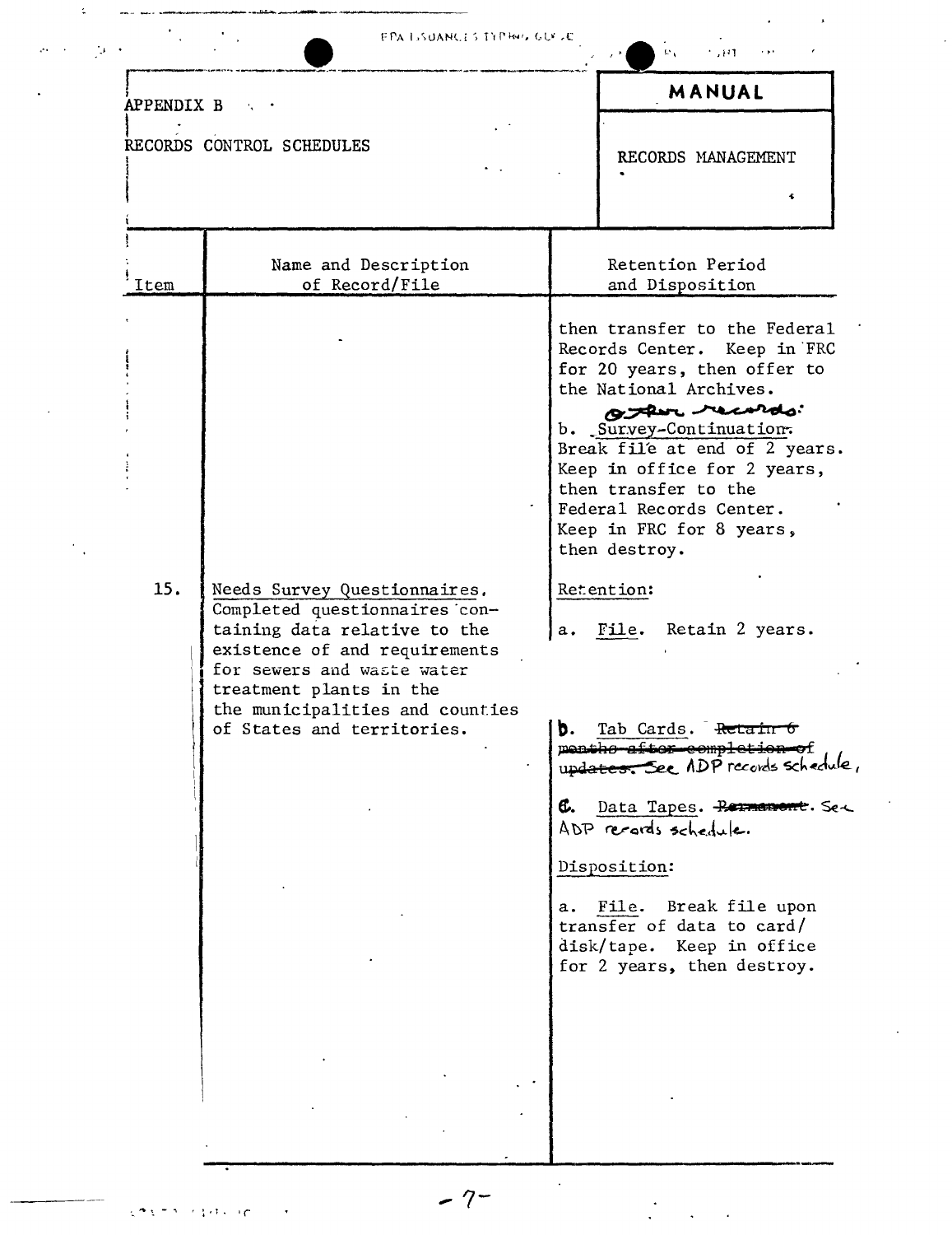APPENDIX B

RECORDS CONTROL SCHEDULES

**MANUAL**

RECORDS MANAGEMENT

| Item | Name and Description of Record/File | Retention Period and Disposition |
| --- | --- | --- |
| | | then transfer to the Federal Records Center. Keep in FRC for 20 years, then offer to the National Archives.<br><br>Other records:<br>b. Survey-Continuation. Break file at end of 2 years. Keep in office for 2 years, then transfer to the Federal Records Center. Keep in FRC for 8 years, then destroy. |
| 15. | Needs Survey Questionnaires. Completed questionnaires containing data relative to the existence of and requirements for sewers and waste water treatment plants in the the municipalities and counties of States and territories. | Retention:<br><br>a. File. Retain 2 years.<br><br>b. Tab Cards. ~~Retain 6 months after completion of updates.~~ See ADP records schedule,<br><br>c. Data Tapes. ~~Permanent.~~ See ADP records schedule.<br><br>Disposition:<br><br>a. File. Break file upon transfer of data to card/disk/tape. Keep in office for 2 years, then destroy. |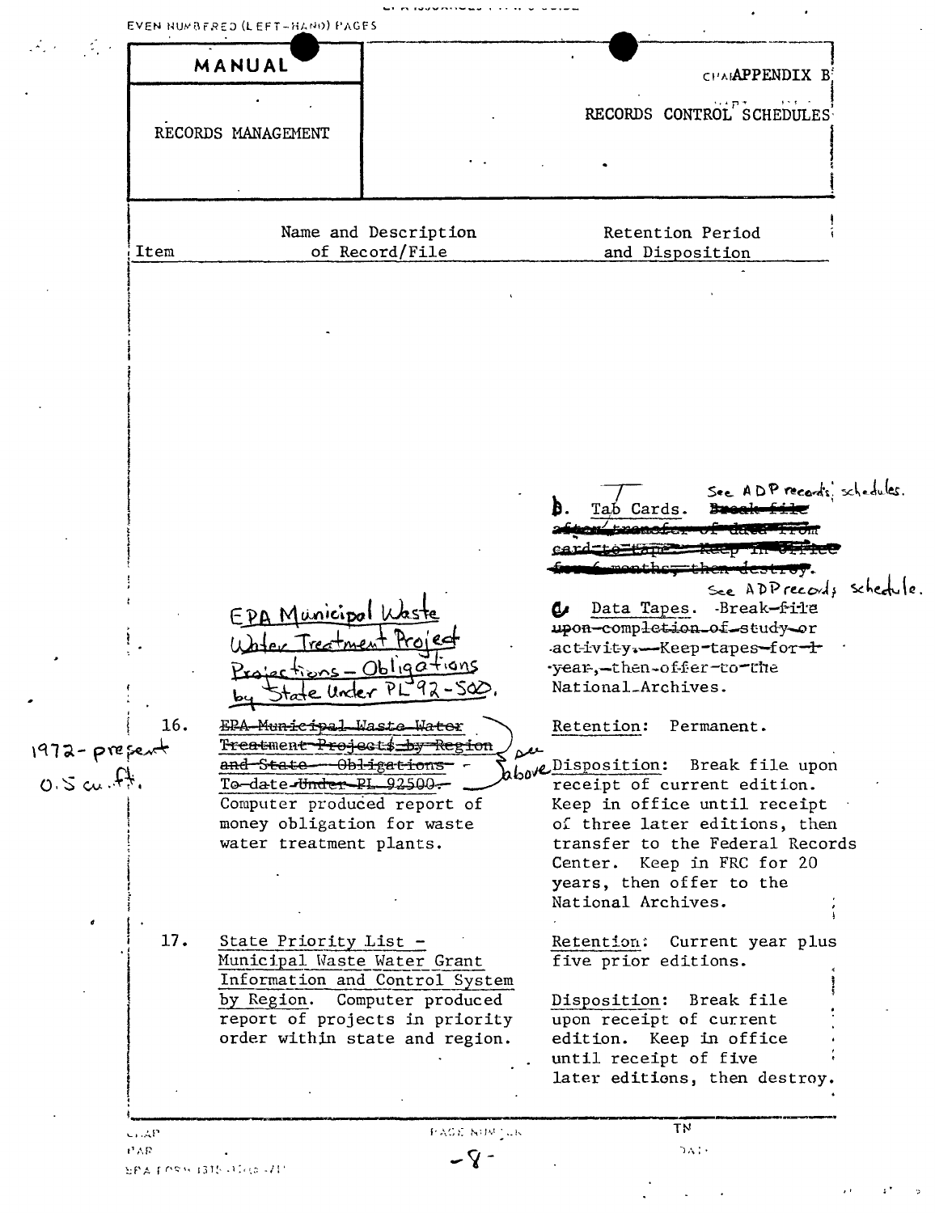| MANUAL | APPENDIX B |
|---|---|
| RECORDS MANAGEMENT | RECORDS CONTROL SCHEDULES |

| Item | Name and Description of Record/File | Retention Period and Disposition |
|---|---|---|
| | | ~~b.~~ T. Tab Cards. ~~Break file after transfer of data from card to tape. Keep in office for 6 months, then destroy.~~ See ADP records' schedules. |
| | | ~~c~~ C. Data Tapes. ~~Break file upon completion of study or activity. Keep tapes for 1 year, then offer to the National Archives.~~ See ADP records schedule. |
| 16. | EPA Municipal Waste Water Treatment Project Projections - Obligations by State Under PL 92-500. ~~EPA Municipal Waste Water Treatment Projects by Region and State - Obligations To-date Under PL 92500.~~ (see above) Computer produced report of money obligation for waste water treatment plants. 1972-present 0.5 cu. ft. | Retention: Permanent. Disposition: Break file upon receipt of current edition. Keep in office until receipt of three later editions, then transfer to the Federal Records Center. Keep in FRC for 20 years, then offer to the National Archives. |
| 17. | State Priority List - Municipal Waste Water Grant Information and Control System by Region. Computer produced report of projects in priority order within state and region. | Retention: Current year plus five prior editions. Disposition: Break file upon receipt of current edition. Keep in office until receipt of five later editions, then destroy. |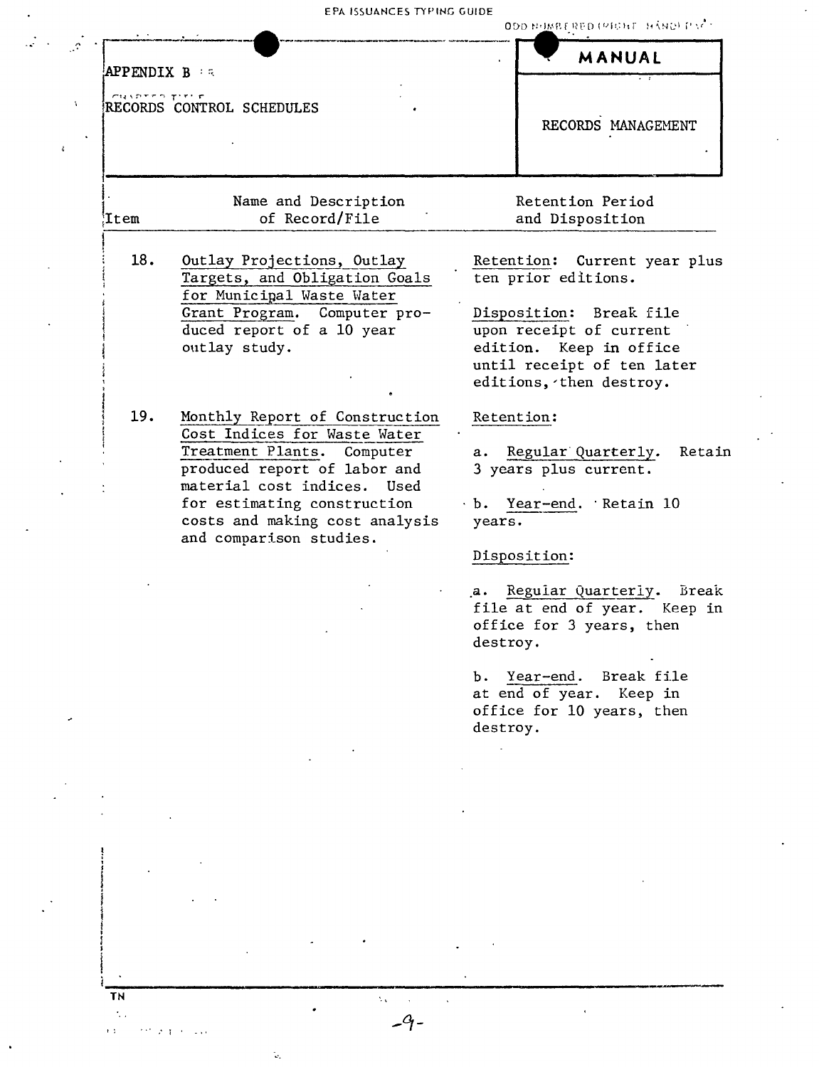APPENDIX B

RECORDS CONTROL SCHEDULES

**MANUAL**

RECORDS MANAGEMENT

| Item | Name and Description of Record/File | Retention Period and Disposition |
|---|---|---|
| 18. | Outlay Projections, Outlay Targets, and Obligation Goals for Municipal Waste Water Grant Program. Computer produced report of a 10 year outlay study. | Retention: Current year plus ten prior editions.<br><br>Disposition: Break file upon receipt of current edition. Keep in office until receipt of ten later editions, then destroy. |
| 19. | Monthly Report of Construction Cost Indices for Waste Water Treatment Plants. Computer produced report of labor and material cost indices. Used for estimating construction costs and making cost analysis and comparison studies. | Retention:<br><br>a. Regular Quarterly. Retain 3 years plus current.<br><br>b. Year-end. Retain 10 years.<br><br>Disposition:<br><br>a. Regular Quarterly. Break file at end of year. Keep in office for 3 years, then destroy.<br><br>b. Year-end. Break file at end of year. Keep in office for 10 years, then destroy. |

TN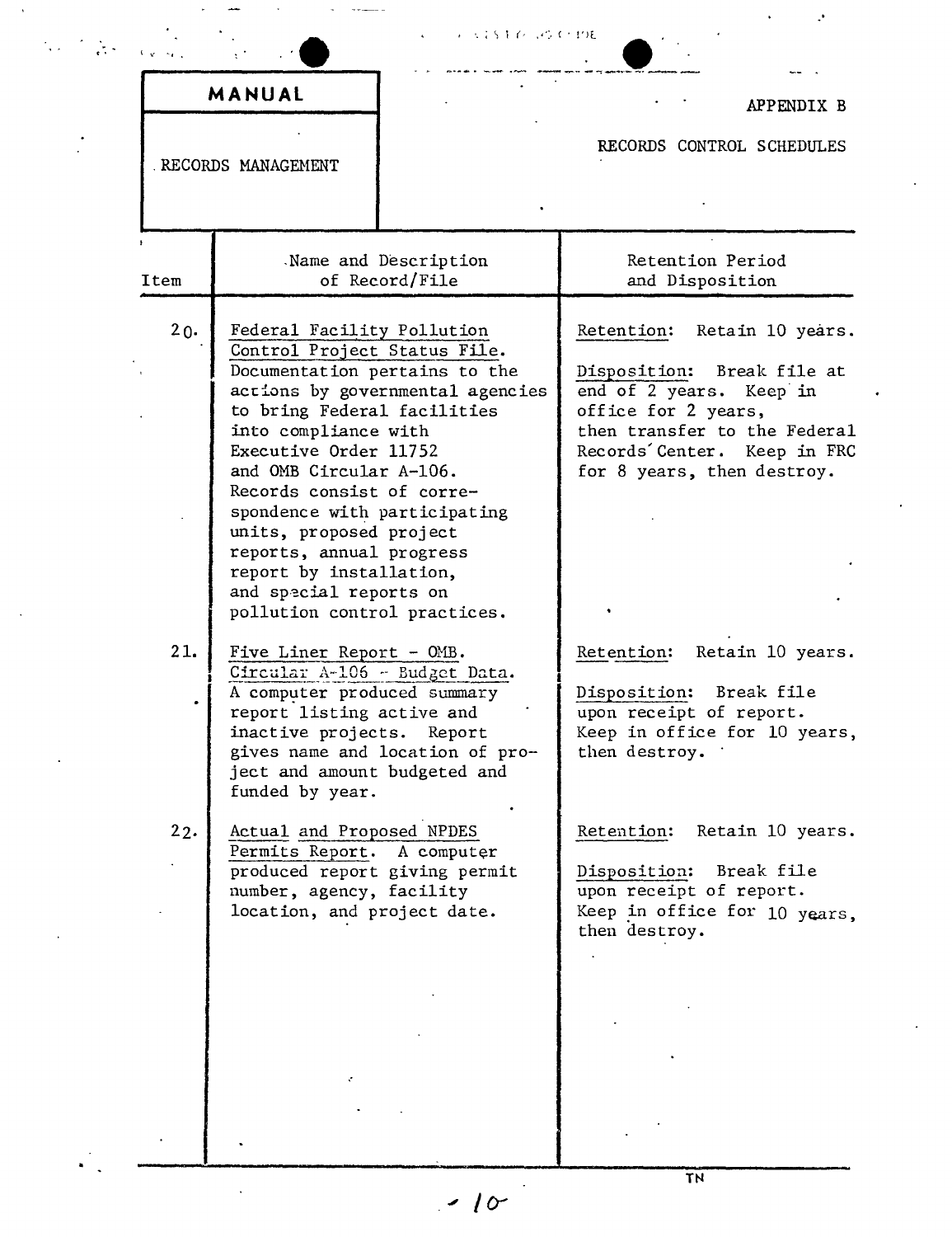| MANUAL | APPENDIX B |
|---|---|
| RECORDS MANAGEMENT | RECORDS CONTROL SCHEDULES |

| Item | Name and Description of Record/File | Retention Period and Disposition |
|---|---|---|
| 20. | Federal Facility Pollution Control Project Status File. Documentation pertains to the actions by governmental agencies to bring Federal facilities into compliance with Executive Order 11752 and OMB Circular A-106. Records consist of correspondence with participating units, proposed project reports, annual progress report by installation, and special reports on pollution control practices. | Retention: Retain 10 years. Disposition: Break file at end of 2 years. Keep in office for 2 years, then transfer to the Federal Records Center. Keep in FRC for 8 years, then destroy. |
| 21. | Five Liner Report - OMB. Circular A-106 - Budget Data. A computer produced summary report listing active and inactive projects. Report gives name and location of project and amount budgeted and funded by year. | Retention: Retain 10 years. Disposition: Break file upon receipt of report. Keep in office for 10 years, then destroy. |
| 22. | Actual and Proposed NPDES Permits Report. A computer produced report giving permit number, agency, facility location, and project date. | Retention: Retain 10 years. Disposition: Break file upon receipt of report. Keep in office for 10 years, then destroy. |

TN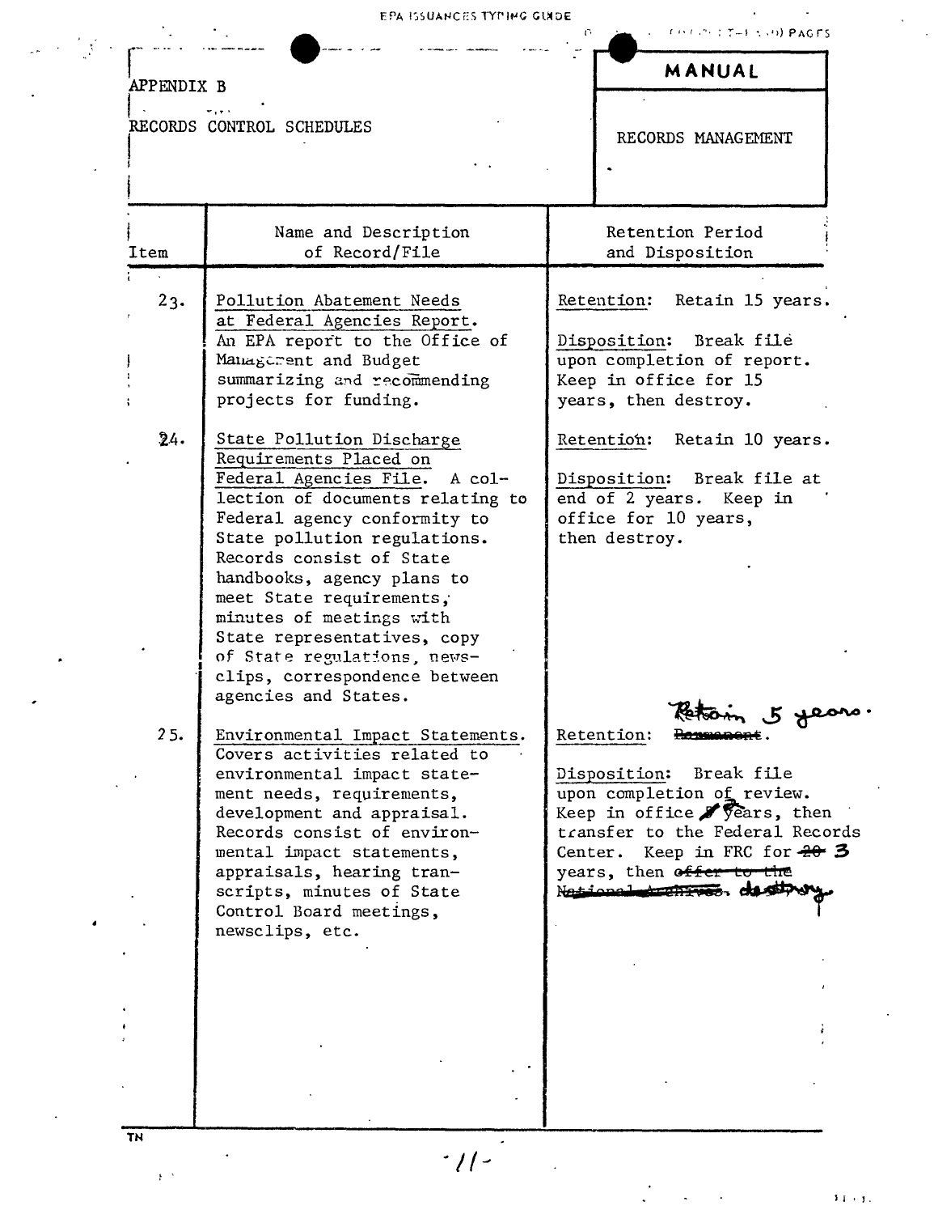APPENDIX B

RECORDS CONTROL SCHEDULES

**MANUAL**

RECORDS MANAGEMENT

| Item | Name and Description of Record/File | Retention Period and Disposition |
|---|---|---|
| 23. | Pollution Abatement Needs at Federal Agencies Report. An EPA report to the Office of Management and Budget summarizing and recommending projects for funding. | Retention: Retain 15 years. Disposition: Break file upon completion of report. Keep in office for 15 years, then destroy. |
| 24. | State Pollution Discharge Requirements Placed on Federal Agencies File. A collection of documents relating to Federal agency conformity to State pollution regulations. Records consist of State handbooks, agency plans to meet State requirements, minutes of meetings with State representatives, copy of State regulations, newsclips, correspondence between agencies and States. | Retention: Retain 10 years. Disposition: Break file at end of 2 years. Keep in office for 10 years, then destroy. |
| 25. | Environmental Impact Statements. Covers activities related to environmental impact statement needs, requirements, development and appraisal. Records consist of environmental impact statements, appraisals, hearing transcripts, minutes of State Control Board meetings, newsclips, etc. | Retention: ~~Permanent~~. Retain 5 years. Disposition: Break file upon completion of review. Keep in office ~~5~~ 2 years, then transfer to the Federal Records Center. Keep in FRC for ~~20~~ 3 years, then ~~offer to the National Archives~~. destroy. |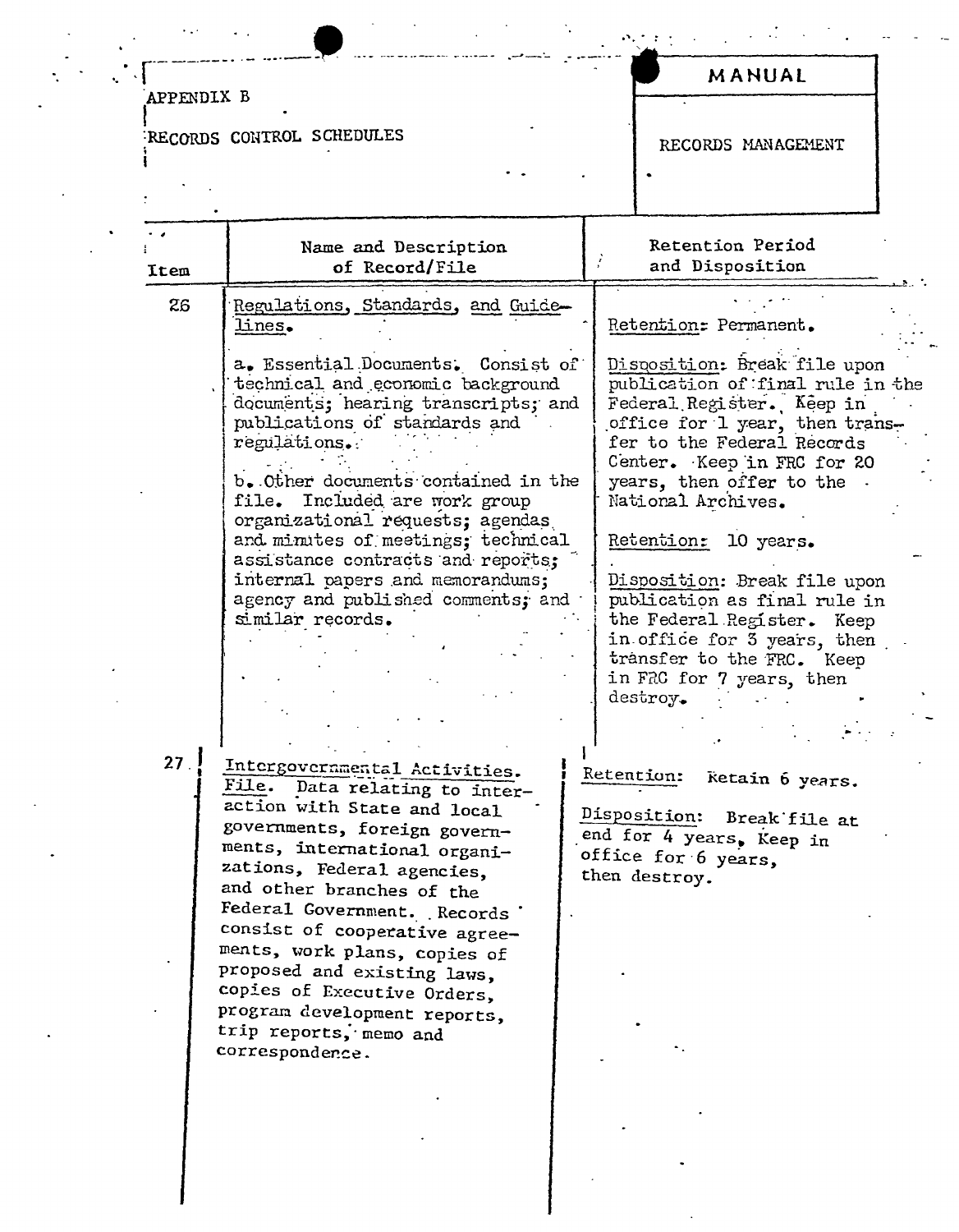APPENDIX B

RECORDS CONTROL SCHEDULES

**MANUAL**

RECORDS MANAGEMENT

| Item | Name and Description of Record/File | Retention Period and Disposition |
|---|---|---|
| 26 | Regulations, Standards, and Guidelines.<br><br>a. Essential Documents. Consist of technical and economic background documents; hearing transcripts; and publications of standards and regulations. | Retention: Permanent.<br><br>Disposition: Break file upon publication of final rule in the Federal Register. Keep in office for 1 year, then transfer to the Federal Records Center. Keep in FRC for 20 years, then offer to the National Archives. |
| | b. Other documents contained in the file. Included are work group organizational requests; agendas and minutes of meetings; technical assistance contracts and reports; internal papers and memorandums; agency and published comments; and similar records. | Retention: 10 years.<br><br>Disposition: Break file upon publication as final rule in the Federal Register. Keep in office for 3 years, then transfer to the FRC. Keep in FRC for 7 years, then destroy. |
| 27 | Intergovernmental Activities. File. Data relating to interaction with State and local governments, foreign governments, international organizations, Federal agencies, and other branches of the Federal Government. Records consist of cooperative agreements, work plans, copies of proposed and existing laws, copies of Executive Orders, program development reports, trip reports, memo and correspondence. | Retention: Retain 6 years.<br><br>Disposition: Break file at end for 4 years, Keep in office for 6 years, then destroy. |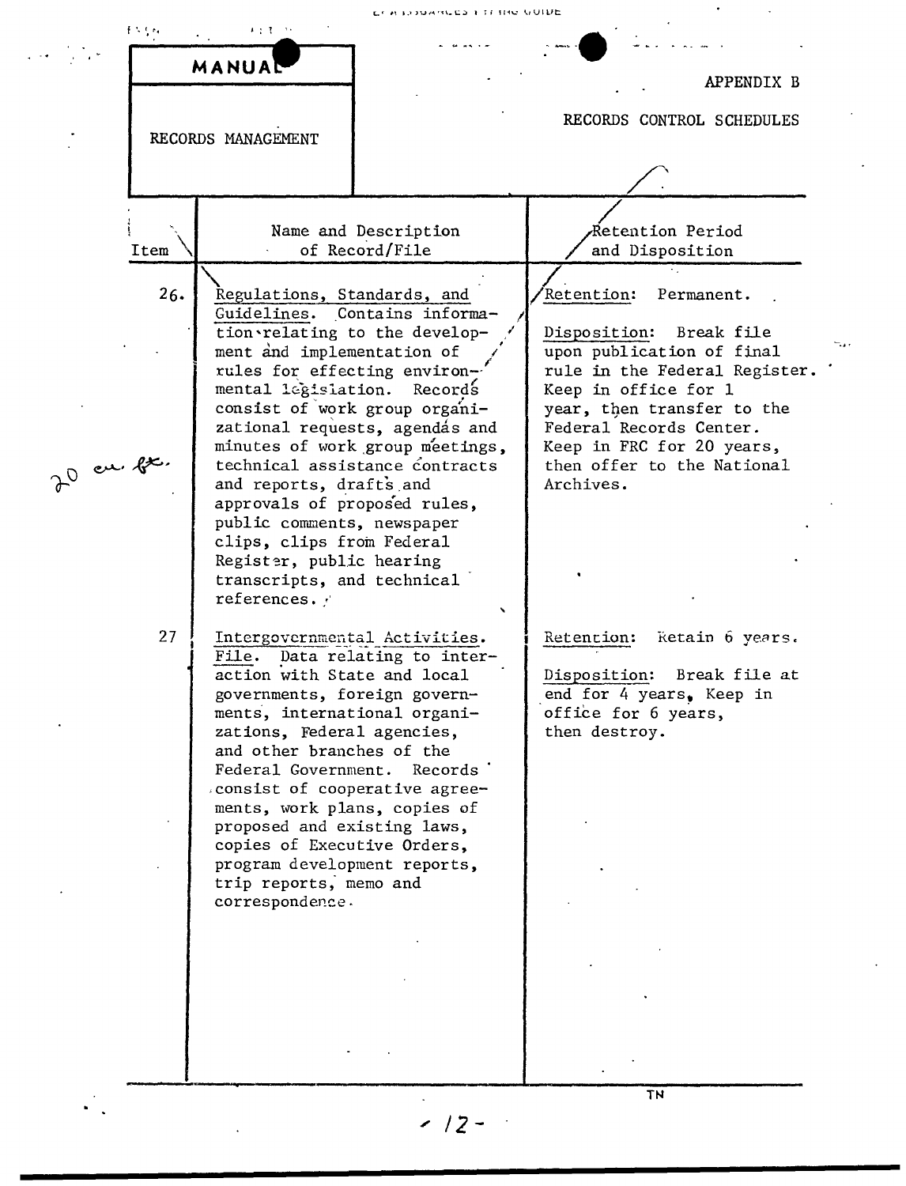MANUAL

RECORDS MANAGEMENT

APPENDIX B

RECORDS CONTROL SCHEDULES

| Item | Name and Description of Record/File | Retention Period and Disposition |
| --- | --- | --- |
| 26. | Regulations, Standards, and Guidelines. Contains information relating to the development and implementation of rules for effecting environmental legislation. Records consist of work group organizational requests, agendas and minutes of work group meetings, technical assistance contracts and reports, drafts and approvals of proposed rules, public comments, newspaper clips, clips from Federal Register, public hearing transcripts, and technical references. | Retention: Permanent.<br><br>Disposition: Break file upon publication of final rule in the Federal Register. Keep in office for 1 year, then transfer to the Federal Records Center. Keep in FRC for 20 years, then offer to the National Archives. |
| 27 | Intergovernmental Activities. File. Data relating to interaction with State and local governments, foreign governments, international organizations, Federal agencies, and other branches of the Federal Government. Records consist of cooperative agreements, work plans, copies of proposed and existing laws, copies of Executive Orders, program development reports, trip reports, memo and correspondence. | Retention: Retain 6 years.<br><br>Disposition: Break file at end for 4 years, Keep in office for 6 years, then destroy. |

20 cu. ft.

TN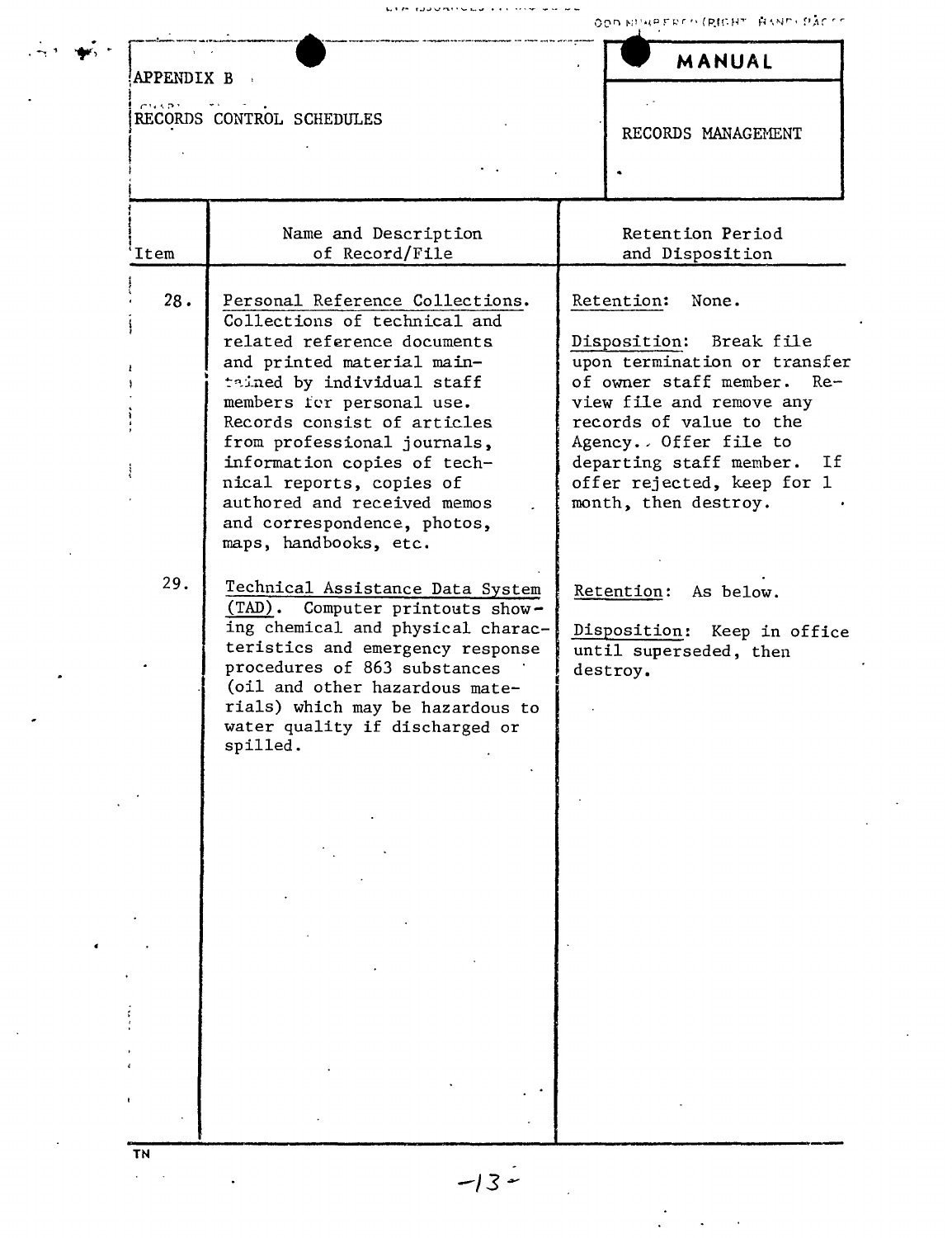APPENDIX B

RECORDS CONTROL SCHEDULES

**MANUAL**

RECORDS MANAGEMENT

| Item | Name and Description of Record/File | Retention Period and Disposition |
|---|---|---|
| 28. | Personal Reference Collections. Collections of technical and related reference documents and printed material maintained by individual staff members for personal use. Records consist of articles from professional journals, information copies of technical reports, copies of authored and received memos and correspondence, photos, maps, handbooks, etc. | Retention: None.<br><br>Disposition: Break file upon termination or transfer of owner staff member. Review file and remove any records of value to the Agency. Offer file to departing staff member. If offer rejected, keep for 1 month, then destroy. |
| 29. | Technical Assistance Data System (TAD). Computer printouts showing chemical and physical characteristics and emergency response procedures of 863 substances (oil and other hazardous materials) which may be hazardous to water quality if discharged or spilled. | Retention: As below.<br><br>Disposition: Keep in office until superseded, then destroy. |

TN